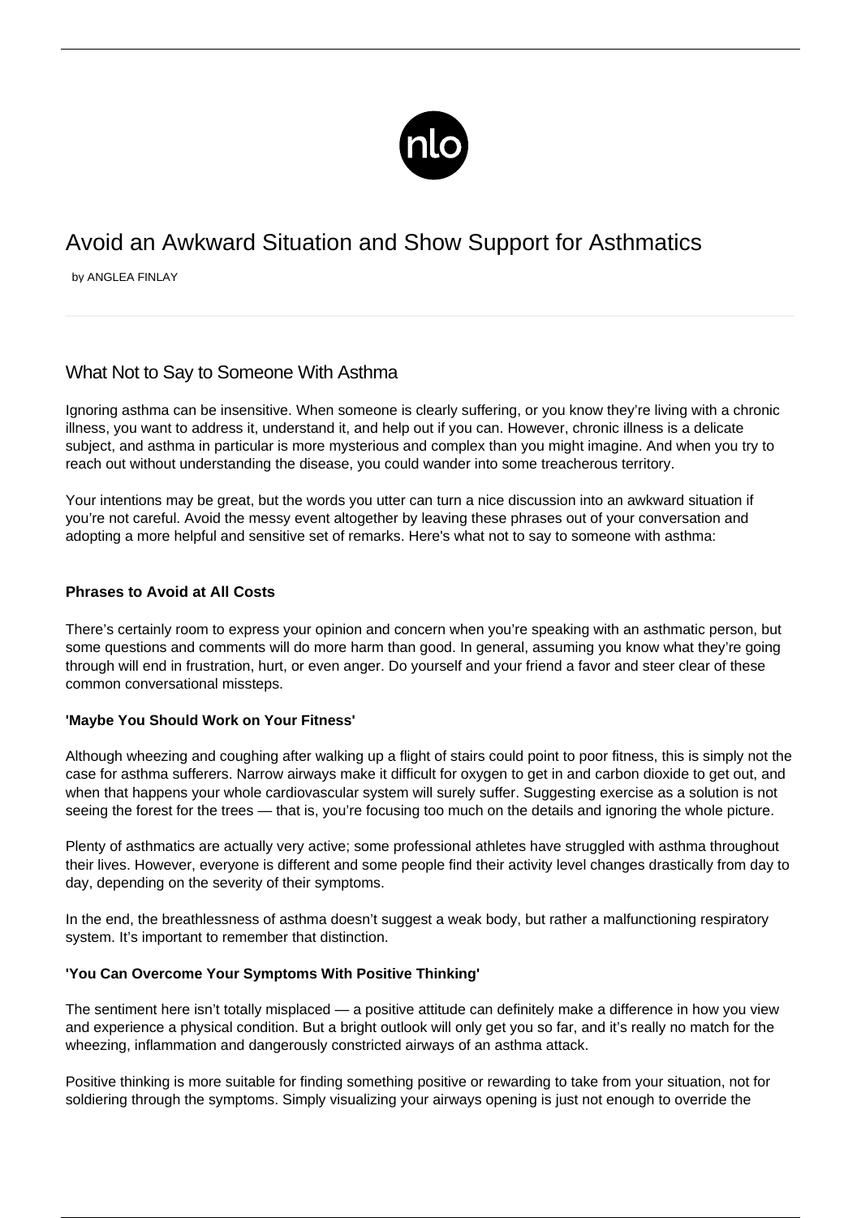# Avoid an Awkward Situation and Show Support for Asthmatics

by ANGLEA FINLAY

## What Not to Say to Someone With Asthma

Ignoring asthma can be insensitive. When someone is clearly suffering, or you know they're living with a chronic illness, you want to address it, understand it, and help out if you can. However, chronic illness is a delicate subject, and asthma in particular is more mysterious and complex than you might imagine. And when you try to reach out without understanding the disease, you could wander into some treacherous territory.

Your intentions may be great, but the words you utter can turn a nice discussion into an awkward situation if you're not careful. Avoid the messy event altogether by leaving these phrases out of your conversation and adopting a more helpful and sensitive set of remarks. Here's what not to say to someone with asthma:

### Phrases to Avoid at All Costs

There's certainly room to express your opinion and concern when you're speaking with an asthmatic person, but some questions and comments will do more harm than good. In general, assuming you know what they're going through will end in frustration, hurt, or even anger. Do yourself and your friend a favor and steer clear of these common conversational missteps.

#### 'Maybe You Should Work on Your Fitness'

Although wheezing and coughing after walking up a flight of stairs could point to poor fitness, this is simply not the case for asthma sufferers. Narrow airways make it difficult for oxygen to get in and carbon dioxide to get out, and when that happens your whole cardiovascular system will surely suffer. Suggesting exercise as a solution is not seeing the forest for the trees — that is, you're focusing too much on the details and ignoring the whole picture.

Plenty of asthmatics are actually very active; some professional athletes have struggled with asthma throughout their lives. However, everyone is different and some people find their activity level changes drastically from day to day, depending on the severity of their symptoms.

In the end, the breathlessness of asthma doesn't suggest a weak body, but rather a malfunctioning respiratory system. It's important to remember that distinction.

#### 'You Can Overcome Your Symptoms With Positive Thinking'

The sentiment here isn't totally misplaced — a positive attitude can definitely make a difference in how you view and experience a physical condition. But a bright outlook will only get you so far, and it's really no match for the wheezing, inflammation and dangerously constricted airways of an asthma attack.

Positive thinking is more suitable for finding something positive or rewarding to take from your situation, not for soldiering through the symptoms. Simply visualizing your airways opening is just not enough to override the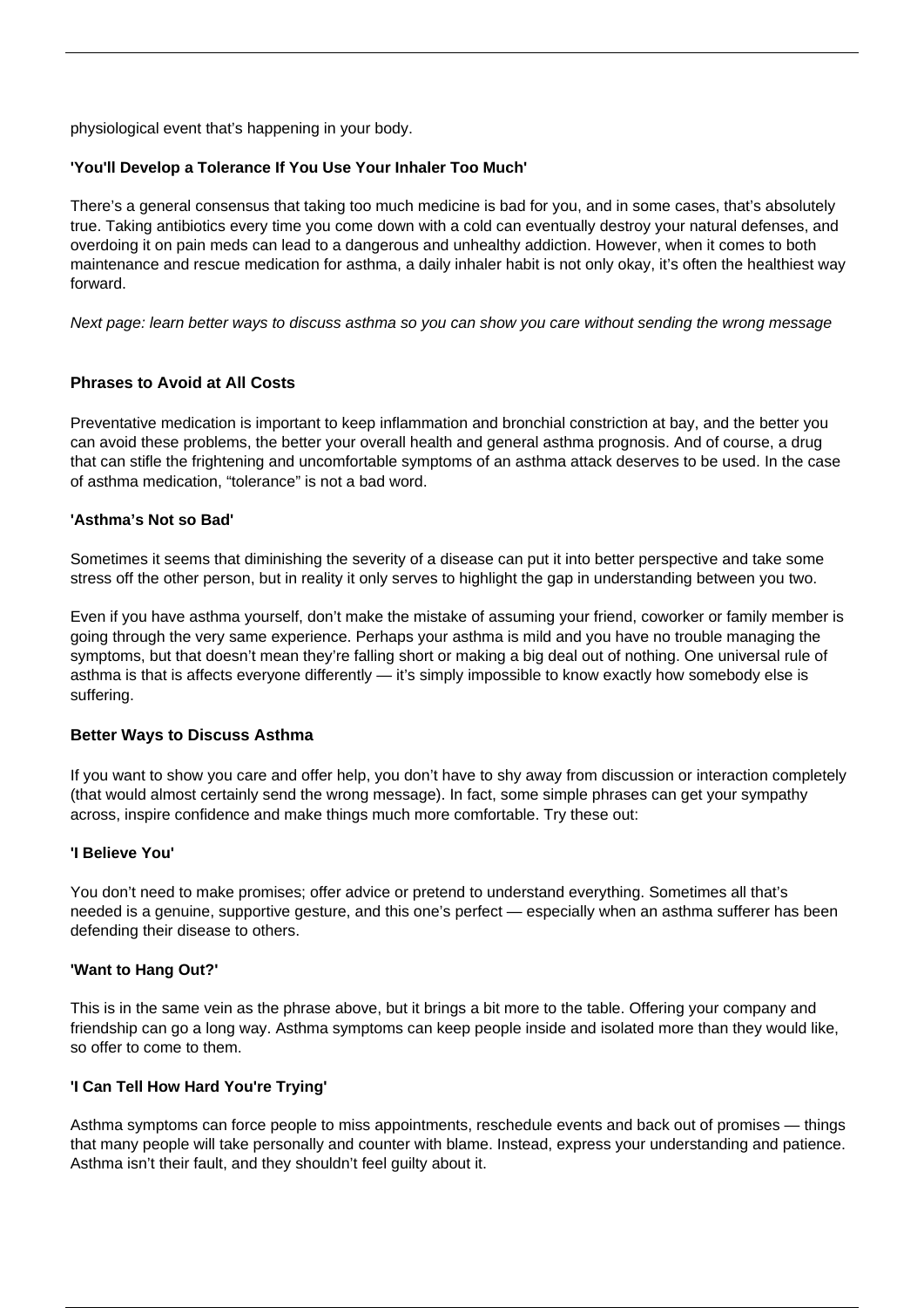physiological event that's happening in your body.

#### 'You'll Develop a Tolerance If You Use Your Inhaler Too Much'

There's a general consensus that taking too much medicine is bad for you, and in some cases, that's absolutely true. Taking antibiotics every time you come down with a cold can eventually destroy your natural defenses, and overdoing it on pain meds can lead to a dangerous and unhealthy addiction. However, when it comes to both maintenance and rescue medication for asthma, a daily inhaler habit is not only okay, it's often the healthiest way forward.

*Next page: learn better ways to discuss asthma so you can show you care without sending the wrong message*

### Phrases to Avoid at All Costs

Preventative medication is important to keep inflammation and bronchial constriction at bay, and the better you can avoid these problems, the better your overall health and general asthma prognosis. And of course, a drug that can stifle the frightening and uncomfortable symptoms of an asthma attack deserves to be used. In the case of asthma medication, "tolerance" is not a bad word.

#### 'Asthma's Not so Bad'

Sometimes it seems that diminishing the severity of a disease can put it into better perspective and take some stress off the other person, but in reality it only serves to highlight the gap in understanding between you two.

Even if you have asthma yourself, don't make the mistake of assuming your friend, coworker or family member is going through the very same experience. Perhaps your asthma is mild and you have no trouble managing the symptoms, but that doesn't mean they're falling short or making a big deal out of nothing. One universal rule of asthma is that is affects everyone differently — it's simply impossible to know exactly how somebody else is suffering.

### Better Ways to Discuss Asthma

If you want to show you care and offer help, you don't have to shy away from discussion or interaction completely (that would almost certainly send the wrong message). In fact, some simple phrases can get your sympathy across, inspire confidence and make things much more comfortable. Try these out:

#### 'I Believe You'

You don't need to make promises; offer advice or pretend to understand everything. Sometimes all that's needed is a genuine, supportive gesture, and this one's perfect — especially when an asthma sufferer has been defending their disease to others.

#### 'Want to Hang Out?'

This is in the same vein as the phrase above, but it brings a bit more to the table. Offering your company and friendship can go a long way. Asthma symptoms can keep people inside and isolated more than they would like, so offer to come to them.

#### 'I Can Tell How Hard You're Trying'

Asthma symptoms can force people to miss appointments, reschedule events and back out of promises — things that many people will take personally and counter with blame. Instead, express your understanding and patience. Asthma isn't their fault, and they shouldn't feel guilty about it.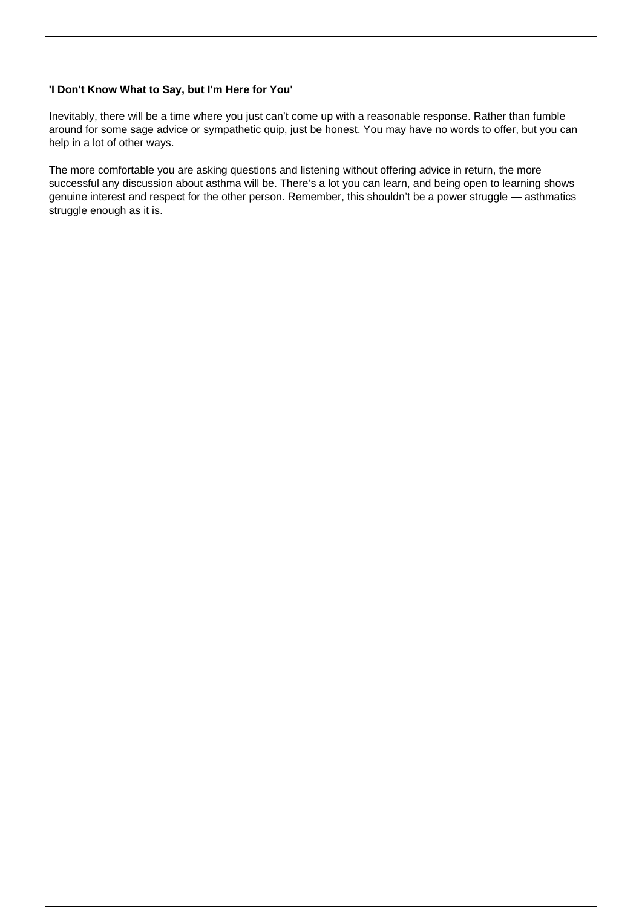**'I Don't Know What to Say, but I'm Here for You'**

Inevitably, there will be a time where you just can't come up with a reasonable response. Rather than fumble around for some sage advice or sympathetic quip, just be honest. You may have no words to offer, but you can help in a lot of other ways.

The more comfortable you are asking questions and listening without offering advice in return, the more successful any discussion about asthma will be. There's a lot you can learn, and being open to learning shows genuine interest and respect for the other person. Remember, this shouldn't be a power struggle — asthmatics struggle enough as it is.